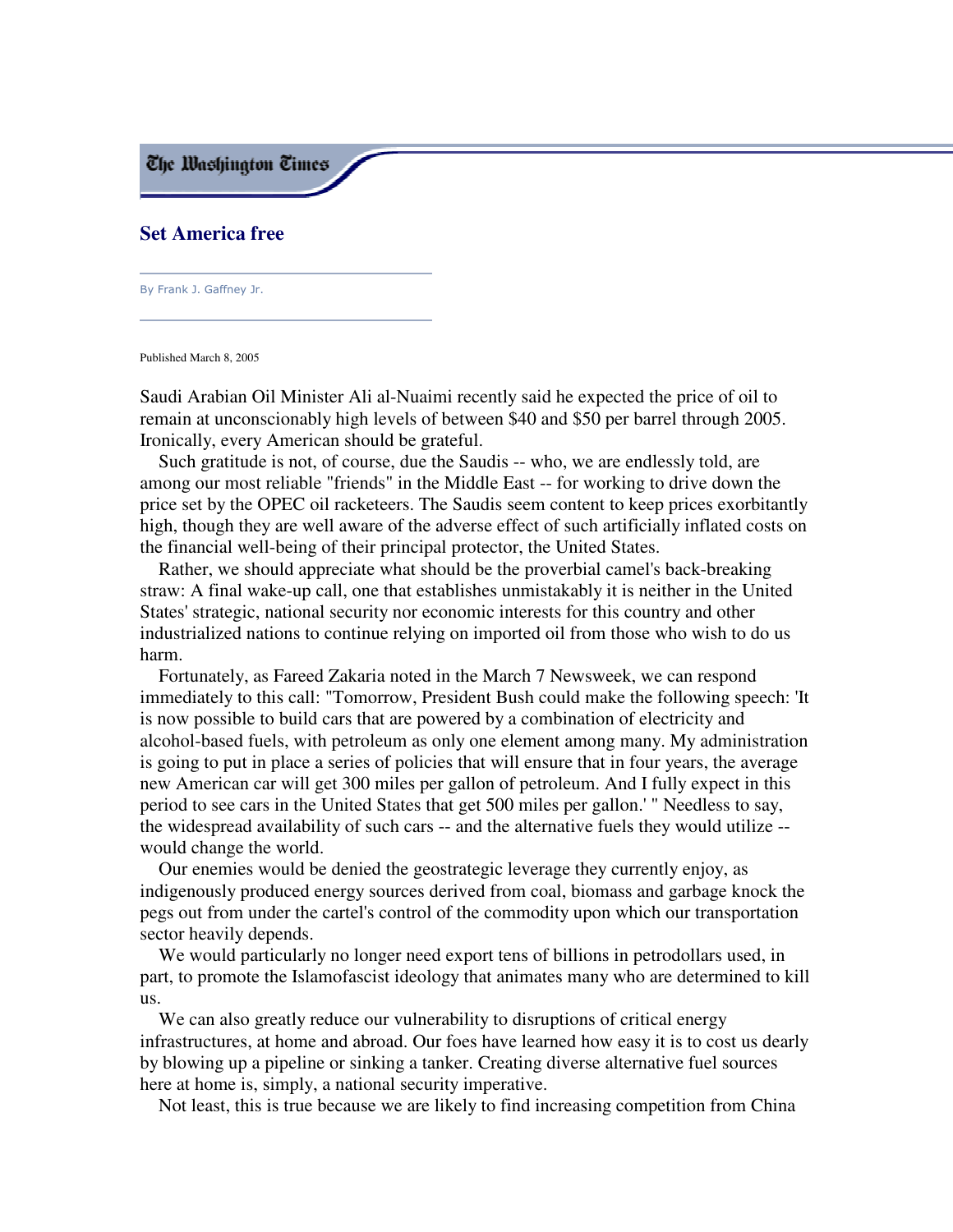The Washington Times

# Set America free

By Frank J. Gaffney Jr.

Published March 8, 2005

Saudi Arabian Oil Minister Ali al-Nuaimi recently said he expected the price of oil to remain at unconscionably high levels of between $40 and $50 per barrel through 2005. Ironically, every American should be grateful.

Such gratitude is not, of course, due the Saudis -- who, we are endlessly told, are among our most reliable "friends" in the Middle East -- for working to drive down the price set by the OPEC oil racketeers. The Saudis seem content to keep prices exorbitantly high, though they are well aware of the adverse effect of such artificially inflated costs on the financial well-being of their principal protector, the United States.

Rather, we should appreciate what should be the proverbial camel's back-breaking straw: A final wake-up call, one that establishes unmistakably it is neither in the United States' strategic, national security nor economic interests for this country and other industrialized nations to continue relying on imported oil from those who wish to do us harm.

Fortunately, as Fareed Zakaria noted in the March 7 Newsweek, we can respond immediately to this call: "Tomorrow, President Bush could make the following speech: 'It is now possible to build cars that are powered by a combination of electricity and alcohol-based fuels, with petroleum as only one element among many. My administration is going to put in place a series of policies that will ensure that in four years, the average new American car will get 300 miles per gallon of petroleum. And I fully expect in this period to see cars in the United States that get 500 miles per gallon.' " Needless to say, the widespread availability of such cars -- and the alternative fuels they would utilize -- would change the world.

Our enemies would be denied the geostrategic leverage they currently enjoy, as indigenously produced energy sources derived from coal, biomass and garbage knock the pegs out from under the cartel's control of the commodity upon which our transportation sector heavily depends.

We would particularly no longer need export tens of billions in petrodollars used, in part, to promote the Islamofascist ideology that animates many who are determined to kill us.

We can also greatly reduce our vulnerability to disruptions of critical energy infrastructures, at home and abroad. Our foes have learned how easy it is to cost us dearly by blowing up a pipeline or sinking a tanker. Creating diverse alternative fuel sources here at home is, simply, a national security imperative.

Not least, this is true because we are likely to find increasing competition from China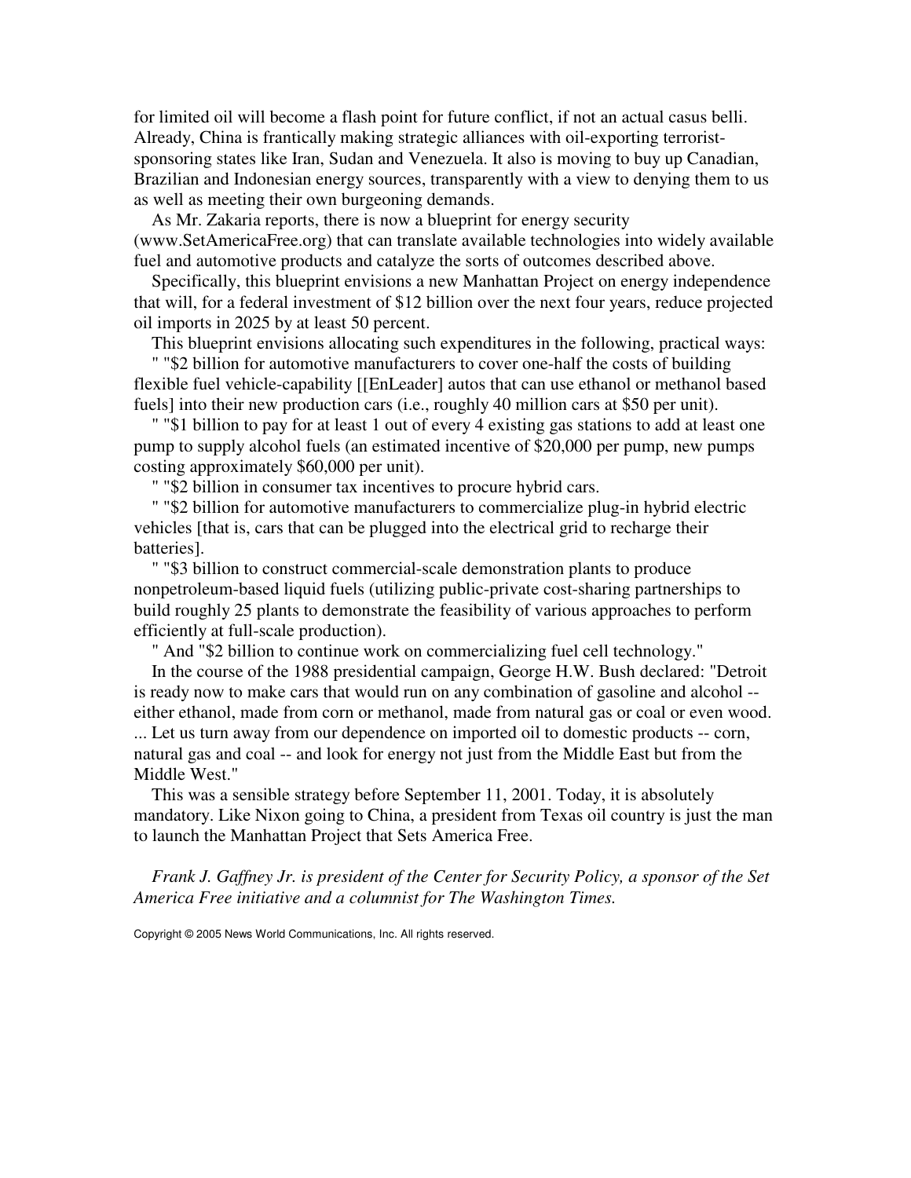for limited oil will become a flash point for future conflict, if not an actual casus belli. Already, China is frantically making strategic alliances with oil-exporting terrorist-sponsoring states like Iran, Sudan and Venezuela. It also is moving to buy up Canadian, Brazilian and Indonesian energy sources, transparently with a view to denying them to us as well as meeting their own burgeoning demands.

As Mr. Zakaria reports, there is now a blueprint for energy security (www.SetAmericaFree.org) that can translate available technologies into widely available fuel and automotive products and catalyze the sorts of outcomes described above.

Specifically, this blueprint envisions a new Manhattan Project on energy independence that will, for a federal investment of $12 billion over the next four years, reduce projected oil imports in 2025 by at least 50 percent.

This blueprint envisions allocating such expenditures in the following, practical ways:

" "$2 billion for automotive manufacturers to cover one-half the costs of building flexible fuel vehicle-capability [[EnLeader] autos that can use ethanol or methanol based fuels] into their new production cars (i.e., roughly 40 million cars at $50 per unit).

" "$1 billion to pay for at least 1 out of every 4 existing gas stations to add at least one pump to supply alcohol fuels (an estimated incentive of $20,000 per pump, new pumps costing approximately $60,000 per unit).

" "$2 billion in consumer tax incentives to procure hybrid cars.

" "$2 billion for automotive manufacturers to commercialize plug-in hybrid electric vehicles [that is, cars that can be plugged into the electrical grid to recharge their batteries].

" "$3 billion to construct commercial-scale demonstration plants to produce nonpetroleum-based liquid fuels (utilizing public-private cost-sharing partnerships to build roughly 25 plants to demonstrate the feasibility of various approaches to perform efficiently at full-scale production).

" And "$2 billion to continue work on commercializing fuel cell technology."

In the course of the 1988 presidential campaign, George H.W. Bush declared: "Detroit is ready now to make cars that would run on any combination of gasoline and alcohol -- either ethanol, made from corn or methanol, made from natural gas or coal or even wood. ... Let us turn away from our dependence on imported oil to domestic products -- corn, natural gas and coal -- and look for energy not just from the Middle East but from the Middle West."

This was a sensible strategy before September 11, 2001. Today, it is absolutely mandatory. Like Nixon going to China, a president from Texas oil country is just the man to launch the Manhattan Project that Sets America Free.

*Frank J. Gaffney Jr. is president of the Center for Security Policy, a sponsor of the Set America Free initiative and a columnist for The Washington Times.*

Copyright © 2005 News World Communications, Inc. All rights reserved.